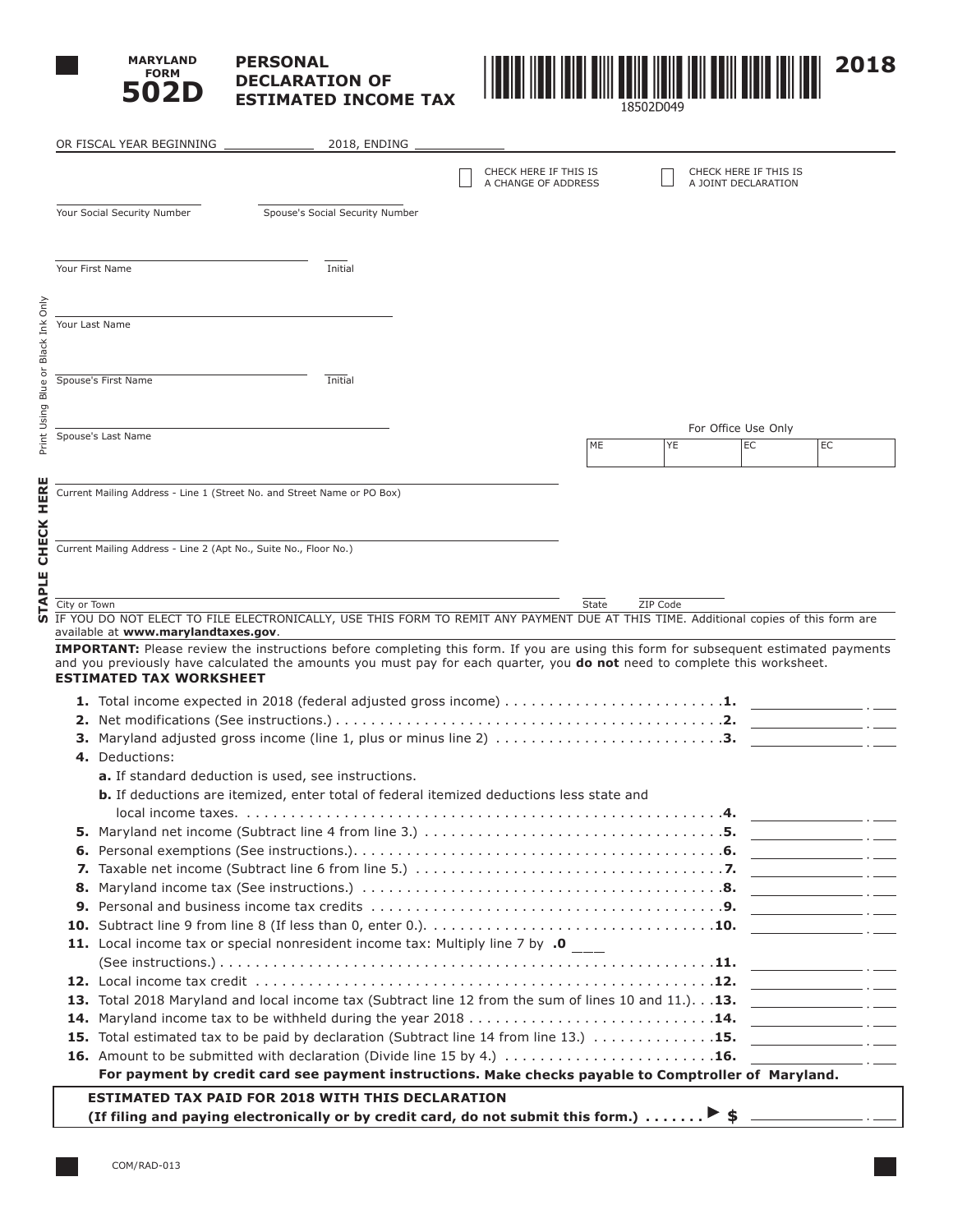MARYLAND FORM

# 502D

## PERSONAL DECLARATION OF ESTIMATED INCOME TAX

**2018**

18502D049

OR FISCAL YEAR BEGINNING ____________ 2018, ENDING ____________

☐ CHECK HERE IF THIS IS A CHANGE OF ADDRESS

☐ CHECK HERE IF THIS IS A JOINT DECLARATION

Your Social Security Number ____________ Spouse's Social Security Number ____________

Your First Name ____________ Initial ____

Your Last Name ____________

Spouse's First Name ____________ Initial ____

Spouse's Last Name ____________

For Office Use Only

| ME | YE | EC | EC |
|---|---|---|---|
| | | | |

Current Mailing Address - Line 1 (Street No. and Street Name or PO Box)

Current Mailing Address - Line 2 (Apt No., Suite No., Floor No.)

City or Town ____________ State ____ ZIP Code ____________

Print Using Blue or Black Ink Only

STAPLE CHECK HERE

IF YOU DO NOT ELECT TO FILE ELECTRONICALLY, USE THIS FORM TO REMIT ANY PAYMENT DUE AT THIS TIME. Additional copies of this form are available at **www.marylandtaxes.gov**.

**IMPORTANT:** Please review the instructions before completing this form. If you are using this form for subsequent estimated payments and you previously have calculated the amounts you must pay for each quarter, you **do not** need to complete this worksheet.

### ESTIMATED TAX WORKSHEET

**1.** Total income expected in 2018 (federal adjusted gross income) . . . . . . . . . . . . . . . . . . . . . . . . . **1.** ____________ . ___

**2.** Net modifications (See instructions.) . . . . . . . . . . . . . . . . . . . . . . . . . . . . . . . . . . . . . . . . . . . . . **2.** ____________ . ___

**3.** Maryland adjusted gross income (line 1, plus or minus line 2) . . . . . . . . . . . . . . . . . . . . . . . . . . **3.** ____________ . ___

**4.** Deductions:

**a.** If standard deduction is used, see instructions.

**b.** If deductions are itemized, enter total of federal itemized deductions less state and local income taxes. . . . . . . . . . . . . . . . . . . . . . . . . . . . . . . . . . . . . . . . . . . . . . . . . . . . . . . . **4.** ____________ . ___

**5.** Maryland net income (Subtract line 4 from line 3.) . . . . . . . . . . . . . . . . . . . . . . . . . . . . . . . . . . . **5.** ____________ . ___

**6.** Personal exemptions (See instructions.). . . . . . . . . . . . . . . . . . . . . . . . . . . . . . . . . . . . . . . . . . . **6.** ____________ . ___

**7.** Taxable net income (Subtract line 6 from line 5.) . . . . . . . . . . . . . . . . . . . . . . . . . . . . . . . . . . . **7.** ____________ . ___

**8.** Maryland income tax (See instructions.) . . . . . . . . . . . . . . . . . . . . . . . . . . . . . . . . . . . . . . . . . . **8.** ____________ . ___

**9.** Personal and business income tax credits . . . . . . . . . . . . . . . . . . . . . . . . . . . . . . . . . . . . . . . . . **9.** ____________ . ___

**10.** Subtract line 9 from line 8 (If less than 0, enter 0.). . . . . . . . . . . . . . . . . . . . . . . . . . . . . . . . . **10.** ____________ . ___

**11.** Local income tax or special nonresident income tax: Multiply line 7 by **.0** ___ (See instructions.) . . . . . . . . . . . . . . . . . . . . . . . . . . . . . . . . . . . . . . . . . . . . . . . . . . . . . . . . . . **11.** ____________ . ___

**12.** Local income tax credit . . . . . . . . . . . . . . . . . . . . . . . . . . . . . . . . . . . . . . . . . . . . . . . . . . . . . **12.** ____________ . ___

**13.** Total 2018 Maryland and local income tax (Subtract line 12 from the sum of lines 10 and 11.). . . **13.** ____________ . ___

**14.** Maryland income tax to be withheld during the year 2018 . . . . . . . . . . . . . . . . . . . . . . . . . . . . **14.** ____________ . ___

**15.** Total estimated tax to be paid by declaration (Subtract line 14 from line 13.) . . . . . . . . . . . . . . **15.** ____________ . ___

**16.** Amount to be submitted with declaration (Divide line 15 by 4.) . . . . . . . . . . . . . . . . . . . . . . . . **16.** ____________ . ___

**For payment by credit card see payment instructions. Make checks payable to Comptroller of Maryland.**

**ESTIMATED TAX PAID FOR 2018 WITH THIS DECLARATION**
**(If filing and paying electronically or by credit card, do not submit this form.) . . . . . . . ▶ $** ____________ . ___

COM/RAD-013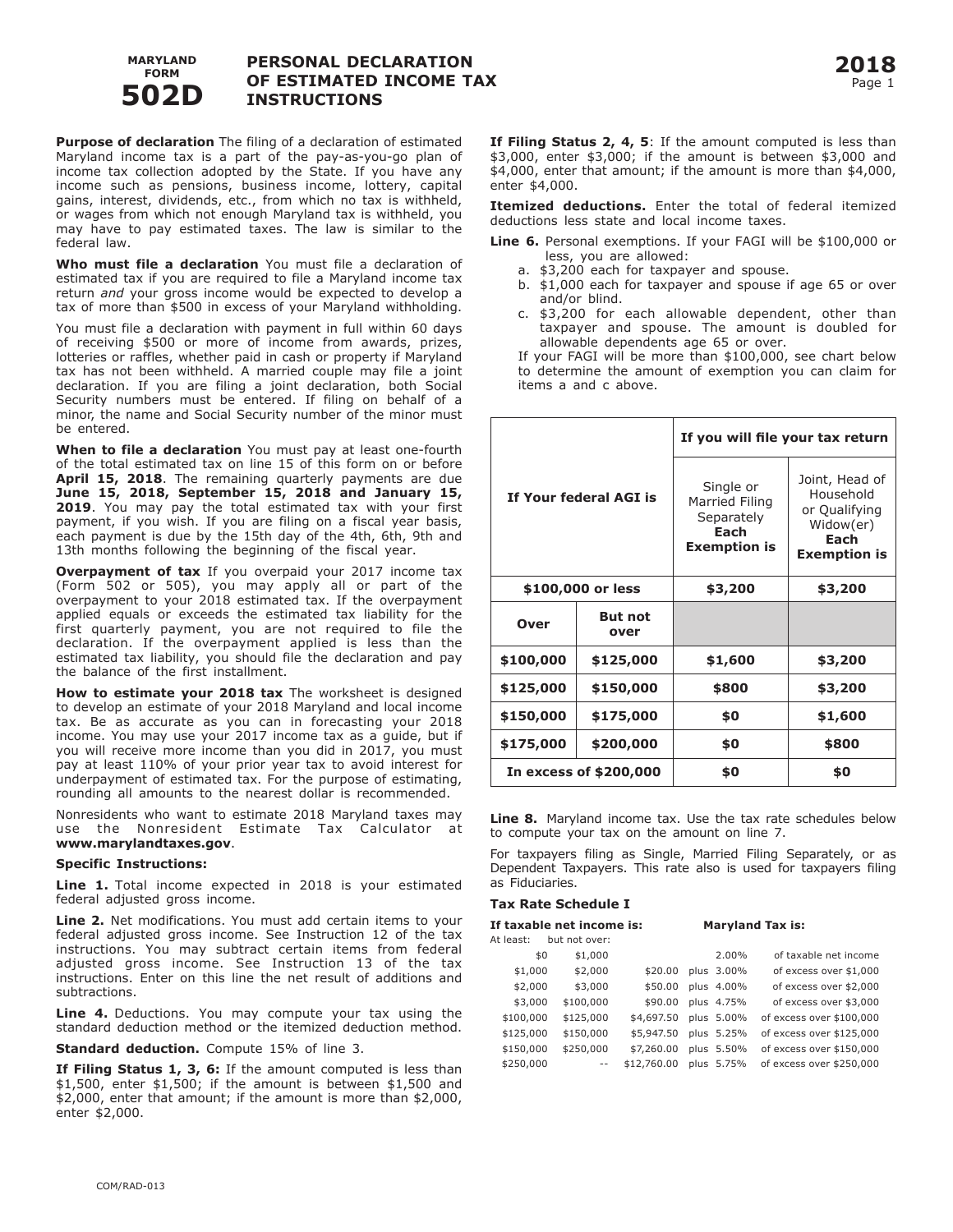# MARYLAND FORM 502D PERSONAL DECLARATION OF ESTIMATED INCOME TAX INSTRUCTIONS

**2018**

**Purpose of declaration** The filing of a declaration of estimated Maryland income tax is a part of the pay-as-you-go plan of income tax collection adopted by the State. If you have any income such as pensions, business income, lottery, capital gains, interest, dividends, etc., from which no tax is withheld, or wages from which not enough Maryland tax is withheld, you may have to pay estimated taxes. The law is similar to the federal law.

**Who must file a declaration** You must file a declaration of estimated tax if you are required to file a Maryland income tax return *and* your gross income would be expected to develop a tax of more than $500 in excess of your Maryland withholding.

You must file a declaration with payment in full within 60 days of receiving $500 or more of income from awards, prizes, lotteries or raffles, whether paid in cash or property if Maryland tax has not been withheld. A married couple may file a joint declaration. If you are filing a joint declaration, both Social Security numbers must be entered. If filing on behalf of a minor, the name and Social Security number of the minor must be entered.

**When to file a declaration** You must pay at least one-fourth of the total estimated tax on line 15 of this form on or before **April 15, 2018**. The remaining quarterly payments are due **June 15, 2018, September 15, 2018 and January 15, 2019**. You may pay the total estimated tax with your first payment, if you wish. If you are filing on a fiscal year basis, each payment is due by the 15th day of the 4th, 6th, 9th and 13th months following the beginning of the fiscal year.

**Overpayment of tax** If you overpaid your 2017 income tax (Form 502 or 505), you may apply all or part of the overpayment to your 2018 estimated tax. If the overpayment applied equals or exceeds the estimated tax liability for the first quarterly payment, you are not required to file the declaration. If the overpayment applied is less than the estimated tax liability, you should file the declaration and pay the balance of the first installment.

**How to estimate your 2018 tax** The worksheet is designed to develop an estimate of your 2018 Maryland and local income tax. Be as accurate as you can in forecasting your 2018 income. You may use your 2017 income tax as a guide, but if you will receive more income than you did in 2017, you must pay at least 110% of your prior year tax to avoid interest for underpayment of estimated tax. For the purpose of estimating, rounding all amounts to the nearest dollar is recommended.

Nonresidents who want to estimate 2018 Maryland taxes may use the Nonresident Estimate Tax Calculator at **www.marylandtaxes.gov**.

**Specific Instructions:**

**Line 1.** Total income expected in 2018 is your estimated federal adjusted gross income.

**Line 2.** Net modifications. You must add certain items to your federal adjusted gross income. See Instruction 12 of the tax instructions. You may subtract certain items from federal adjusted gross income. See Instruction 13 of the tax instructions. Enter on this line the net result of additions and subtractions.

**Line 4.** Deductions. You may compute your tax using the standard deduction method or the itemized deduction method.

**Standard deduction.** Compute 15% of line 3.

**If Filing Status 1, 3, 6:** If the amount computed is less than $1,500, enter $1,500; if the amount is between $1,500 and $2,000, enter that amount; if the amount is more than $2,000, enter $2,000.

**If Filing Status 2, 4, 5**: If the amount computed is less than $3,000, enter $3,000; if the amount is between $3,000 and $4,000, enter that amount; if the amount is more than $4,000, enter $4,000.

**Itemized deductions.** Enter the total of federal itemized deductions less state and local income taxes.

**Line 6.** Personal exemptions. If your FAGI will be $100,000 or less, you are allowed:

a. $3,200 each for taxpayer and spouse.
b. $1,000 each for taxpayer and spouse if age 65 or over and/or blind.
c. $3,200 for each allowable dependent, other than taxpayer and spouse. The amount is doubled for allowable dependents age 65 or over.

If your FAGI will be more than $100,000, see chart below to determine the amount of exemption you can claim for items a and c above.

| If Your federal AGI is | | If you will file your tax return: Single or Married Filing Separately **Each Exemption is** | Joint, Head of Household or Qualifying Widow(er) **Each Exemption is** |
|---|---|---|---|
| **$100,000 or less** | | **$3,200** | **$3,200** |
| **Over** | **But not over** | | |
| **$100,000** | **$125,000** | **$1,600** | **$3,200** |
| **$125,000** | **$150,000** | **$800** | **$3,200** |
| **$150,000** | **$175,000** | **$0** | **$1,600** |
| **$175,000** | **$200,000** | **$0** | **$800** |
| **In excess of $200,000** | | **$0** | **$0** |

**Line 8.** Maryland income tax. Use the tax rate schedules below to compute your tax on the amount on line 7.

For taxpayers filing as Single, Married Filing Separately, or as Dependent Taxpayers. This rate also is used for taxpayers filing as Fiduciaries.

**Tax Rate Schedule I**

| If taxable net income is: At least: | but not over: | Maryland Tax is: | | |
|---|---|---|---|---|
| $0 | $1,000 | | 2.00% | of taxable net income |
| $1,000 | $2,000 | $20.00 | plus 3.00% | of excess over $1,000 |
| $2,000 | $3,000 | $50.00 | plus 4.00% | of excess over $2,000 |
| $3,000 | $100,000 | $90.00 | plus 4.75% | of excess over $3,000 |
| $100,000 | $125,000 | $4,697.50 | plus 5.00% | of excess over $100,000 |
| $125,000 | $150,000 | $5,947.50 | plus 5.25% | of excess over $125,000 |
| $150,000 | $250,000 | $7,260.00 | plus 5.50% | of excess over $150,000 |
| $250,000 | -- | $12,760.00 | plus 5.75% | of excess over $250,000 |

COM/RAD-013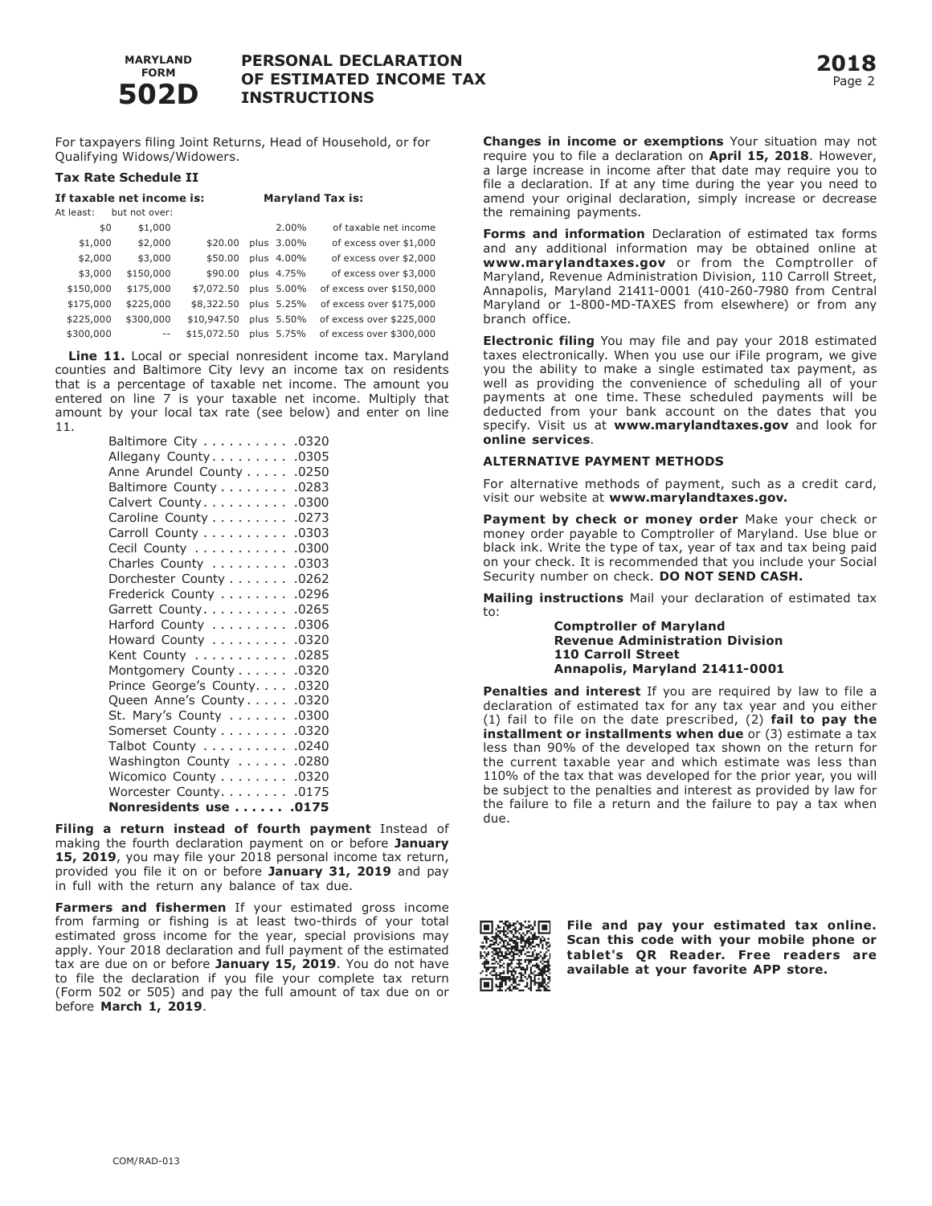# MARYLAND FORM 502D

## PERSONAL DECLARATION OF ESTIMATED INCOME TAX INSTRUCTIONS

**2018**

For taxpayers filing Joint Returns, Head of Household, or for Qualifying Widows/Widowers.

### Tax Rate Schedule II

| If taxable net income is: At least: | but not over: | Maryland Tax is: | | |
|---|---|---|---|---|
| $0 | $1,000 | | 2.00% | of taxable net income |
| $1,000 | $2,000 | $20.00 | plus 3.00% | of excess over $1,000 |
| $2,000 | $3,000 | $50.00 | plus 4.00% | of excess over $2,000 |
| $3,000 | $150,000 | $90.00 | plus 4.75% | of excess over $3,000 |
| $150,000 | $175,000 | $7,072.50 | plus 5.00% | of excess over $150,000 |
| $175,000 | $225,000 | $8,322.50 | plus 5.25% | of excess over $175,000 |
| $225,000 | $300,000 | $10,947.50 | plus 5.50% | of excess over $225,000 |
| $300,000 | -- | $15,072.50 | plus 5.75% | of excess over $300,000 |

**Line 11.** Local or special nonresident income tax. Maryland counties and Baltimore City levy an income tax on residents that is a percentage of taxable net income. The amount you entered on line 7 is your taxable net income. Multiply that amount by your local tax rate (see below) and enter on line 11.

| | |
|---|---|
| Baltimore City | .0320 |
| Allegany County | .0305 |
| Anne Arundel County | .0250 |
| Baltimore County | .0283 |
| Calvert County | .0300 |
| Caroline County | .0273 |
| Carroll County | .0303 |
| Cecil County | .0300 |
| Charles County | .0303 |
| Dorchester County | .0262 |
| Frederick County | .0296 |
| Garrett County | .0265 |
| Harford County | .0306 |
| Howard County | .0320 |
| Kent County | .0285 |
| Montgomery County | .0320 |
| Prince George's County | .0320 |
| Queen Anne's County | .0320 |
| St. Mary's County | .0300 |
| Somerset County | .0320 |
| Talbot County | .0240 |
| Washington County | .0280 |
| Wicomico County | .0320 |
| Worcester County | .0175 |
| **Nonresidents use** | **.0175** |

**Filing a return instead of fourth payment** Instead of making the fourth declaration payment on or before **January 15, 2019**, you may file your 2018 personal income tax return, provided you file it on or before **January 31, 2019** and pay in full with the return any balance of tax due.

**Farmers and fishermen** If your estimated gross income from farming or fishing is at least two-thirds of your total estimated gross income for the year, special provisions may apply. Your 2018 declaration and full payment of the estimated tax are due on or before **January 15, 2019**. You do not have to file the declaration if you file your complete tax return (Form 502 or 505) and pay the full amount of tax due on or before **March 1, 2019**.

**Changes in income or exemptions** Your situation may not require you to file a declaration on **April 15, 2018**. However, a large increase in income after that date may require you to file a declaration. If at any time during the year you need to amend your original declaration, simply increase or decrease the remaining payments.

**Forms and information** Declaration of estimated tax forms and any additional information may be obtained online at **www.marylandtaxes.gov** or from the Comptroller of Maryland, Revenue Administration Division, 110 Carroll Street, Annapolis, Maryland 21411-0001 (410-260-7980 from Central Maryland or 1-800-MD-TAXES from elsewhere) or from any branch office.

**Electronic filing** You may file and pay your 2018 estimated taxes electronically. When you use our iFile program, we give you the ability to make a single estimated tax payment, as well as providing the convenience of scheduling all of your payments at one time. These scheduled payments will be deducted from your bank account on the dates that you specify. Visit us at **www.marylandtaxes.gov** and look for **online services**.

**ALTERNATIVE PAYMENT METHODS**

For alternative methods of payment, such as a credit card, visit our website at **www.marylandtaxes.gov.**

**Payment by check or money order** Make your check or money order payable to Comptroller of Maryland. Use blue or black ink. Write the type of tax, year of tax and tax being paid on your check. It is recommended that you include your Social Security number on check. **DO NOT SEND CASH.**

**Mailing instructions** Mail your declaration of estimated tax to:

**Comptroller of Maryland**
**Revenue Administration Division**
**110 Carroll Street**
**Annapolis, Maryland 21411-0001**

**Penalties and interest** If you are required by law to file a declaration of estimated tax for any tax year and you either (1) fail to file on the date prescribed, (2) **fail to pay the installment or installments when due** or (3) estimate a tax less than 90% of the developed tax shown on the return for the current taxable year and which estimate was less than 110% of the tax that was developed for the prior year, you will be subject to the penalties and interest as provided by law for the failure to file a return and the failure to pay a tax when due.

**File and pay your estimated tax online. Scan this code with your mobile phone or tablet's QR Reader. Free readers are available at your favorite APP store.**

COM/RAD-013